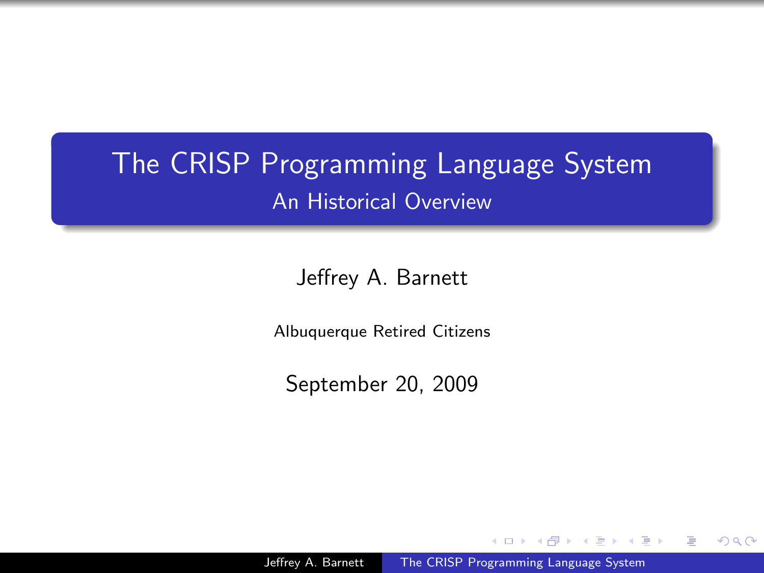# The CRISP Programming Language System

## An Historical Overview

Jeffrey A. Barnett

Albuquerque Retired Citizens

September 20, 2009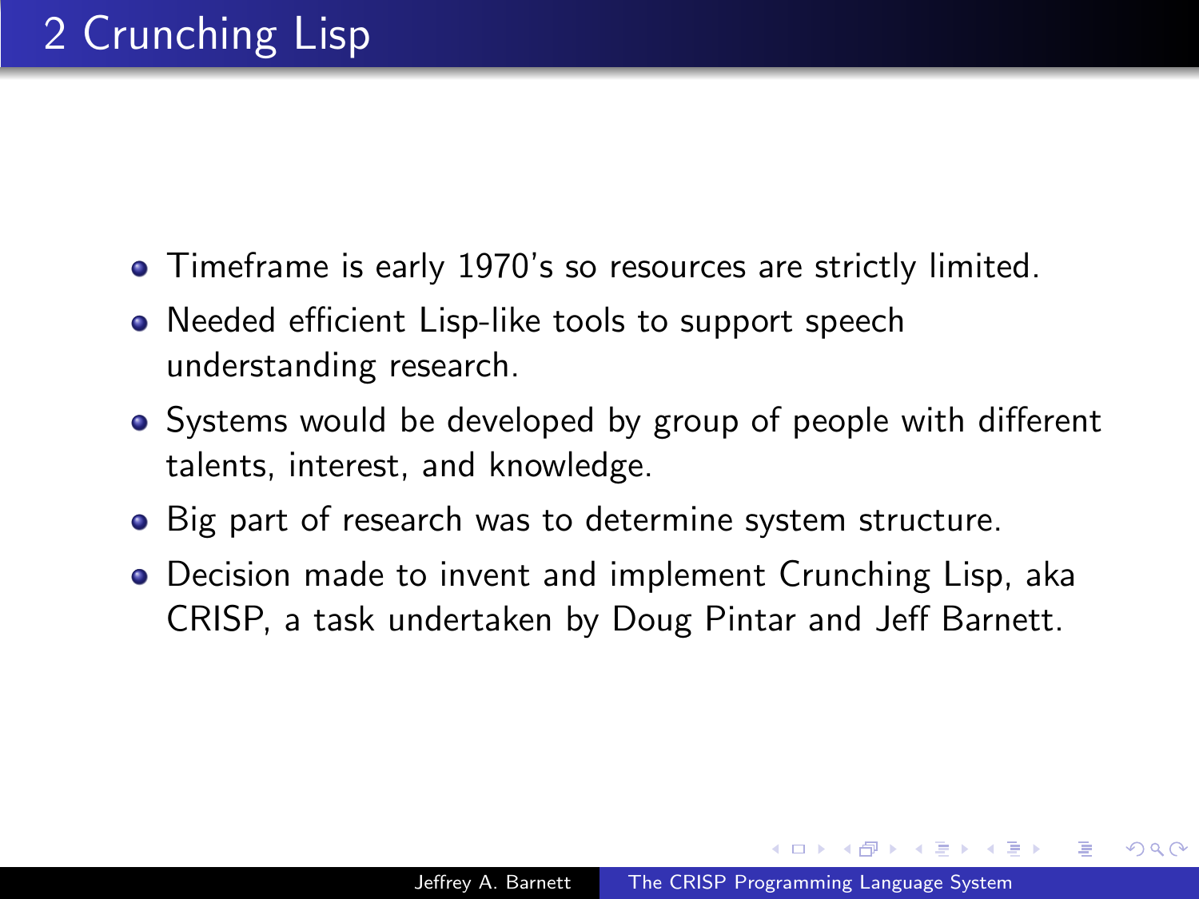# 2 Crunching Lisp

- Timeframe is early 1970's so resources are strictly limited.
- Needed efficient Lisp-like tools to support speech understanding research.
- Systems would be developed by group of people with different talents, interest, and knowledge.
- Big part of research was to determine system structure.
- Decision made to invent and implement Crunching Lisp, aka CRISP, a task undertaken by Doug Pintar and Jeff Barnett.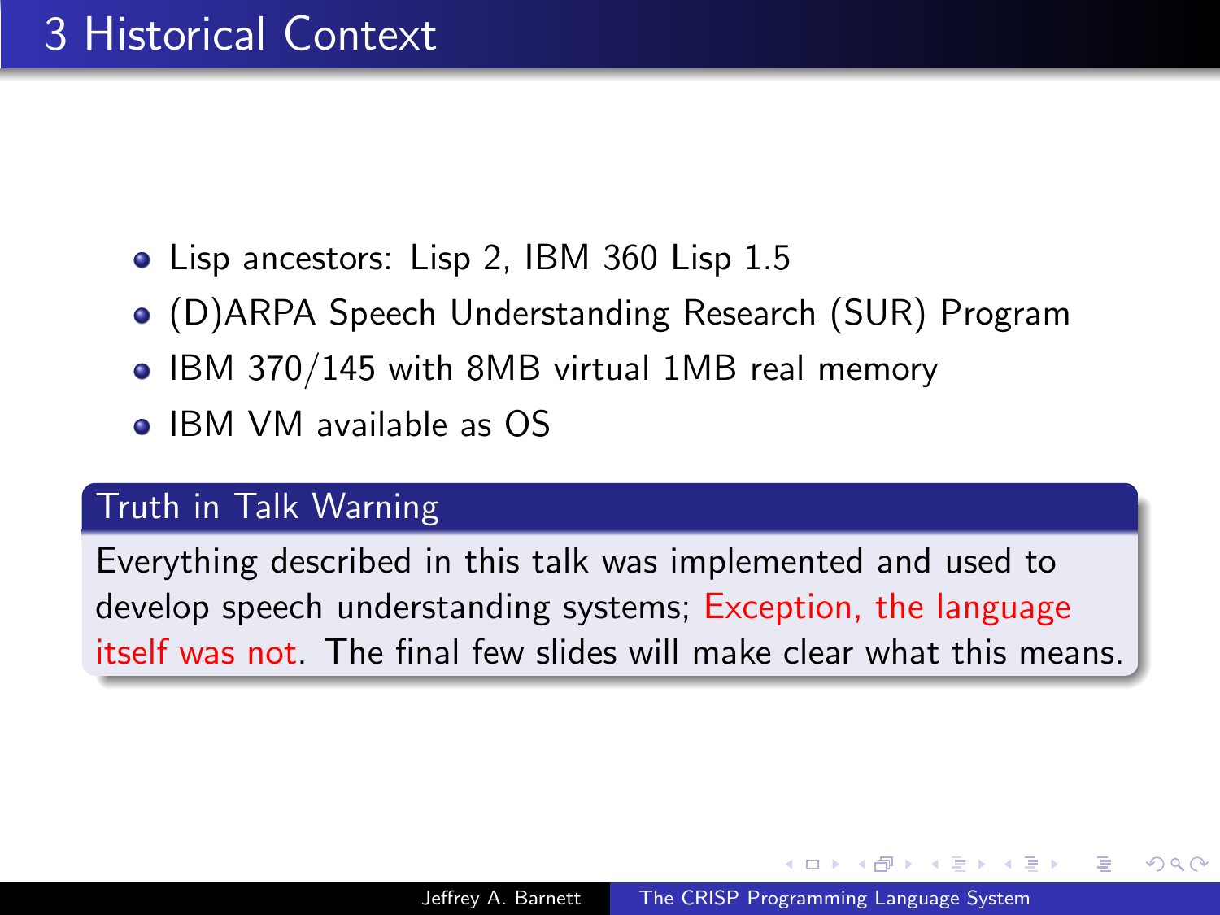# 3 Historical Context

- Lisp ancestors: Lisp 2, IBM 360 Lisp 1.5
- (D)ARPA Speech Understanding Research (SUR) Program
- IBM 370/145 with 8MB virtual 1MB real memory
- IBM VM available as OS

**Truth in Talk Warning**

Everything described in this talk was implemented and used to develop speech understanding systems; Exception, the language itself was not. The final few slides will make clear what this means.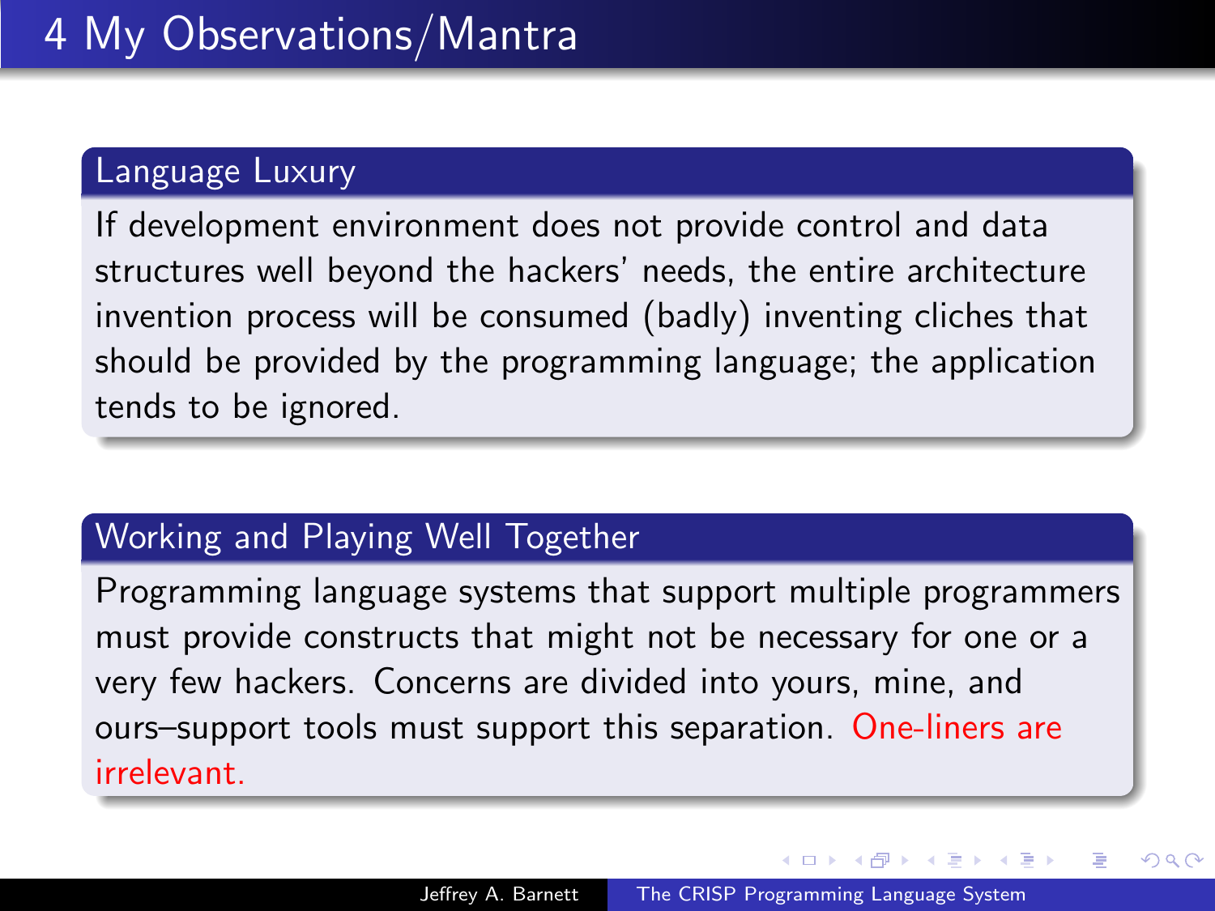# 4 My Observations/Mantra

### Language Luxury

If development environment does not provide control and data structures well beyond the hackers' needs, the entire architecture invention process will be consumed (badly) inventing cliches that should be provided by the programming language; the application tends to be ignored.

### Working and Playing Well Together

Programming language systems that support multiple programmers must provide constructs that might not be necessary for one or a very few hackers. Concerns are divided into yours, mine, and ours–support tools must support this separation. One-liners are irrelevant.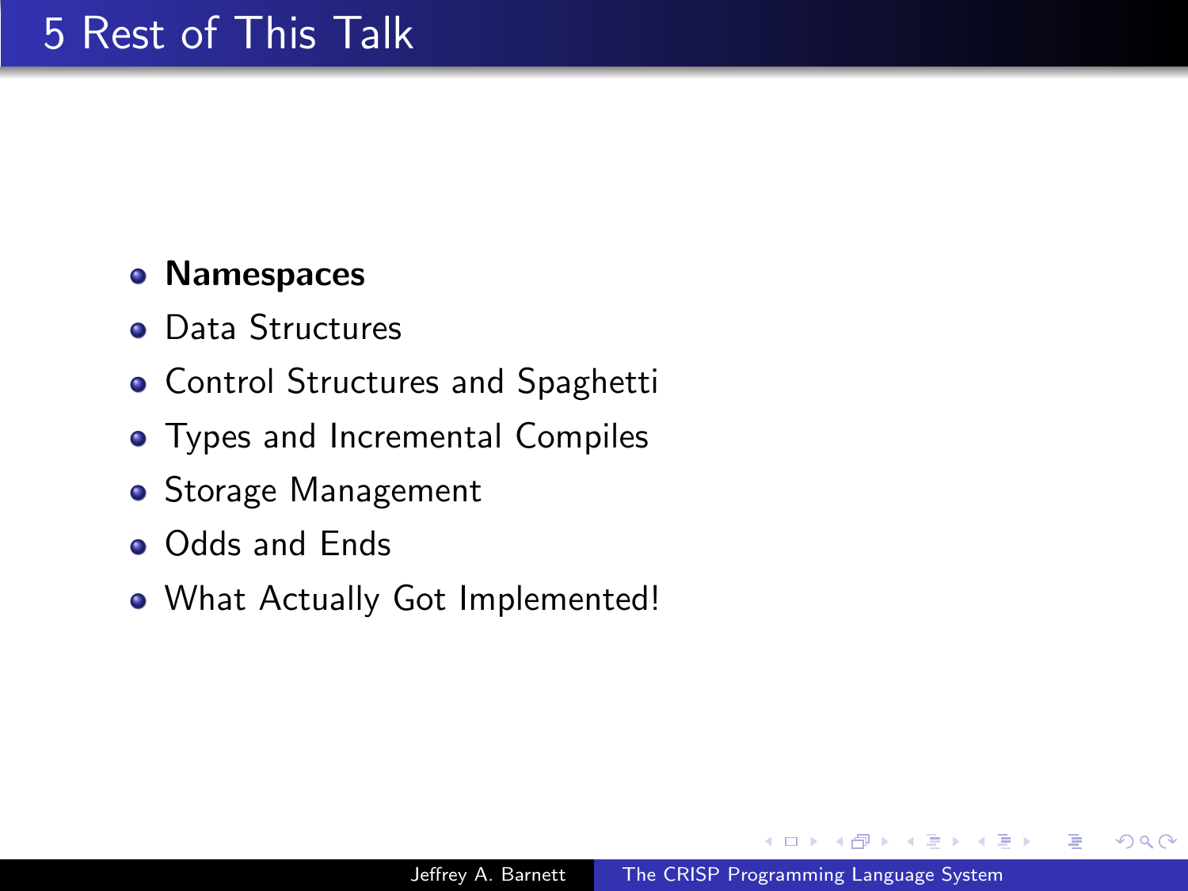# 5 Rest of This Talk

- **Namespaces**
- Data Structures
- Control Structures and Spaghetti
- Types and Incremental Compiles
- Storage Management
- Odds and Ends
- What Actually Got Implemented!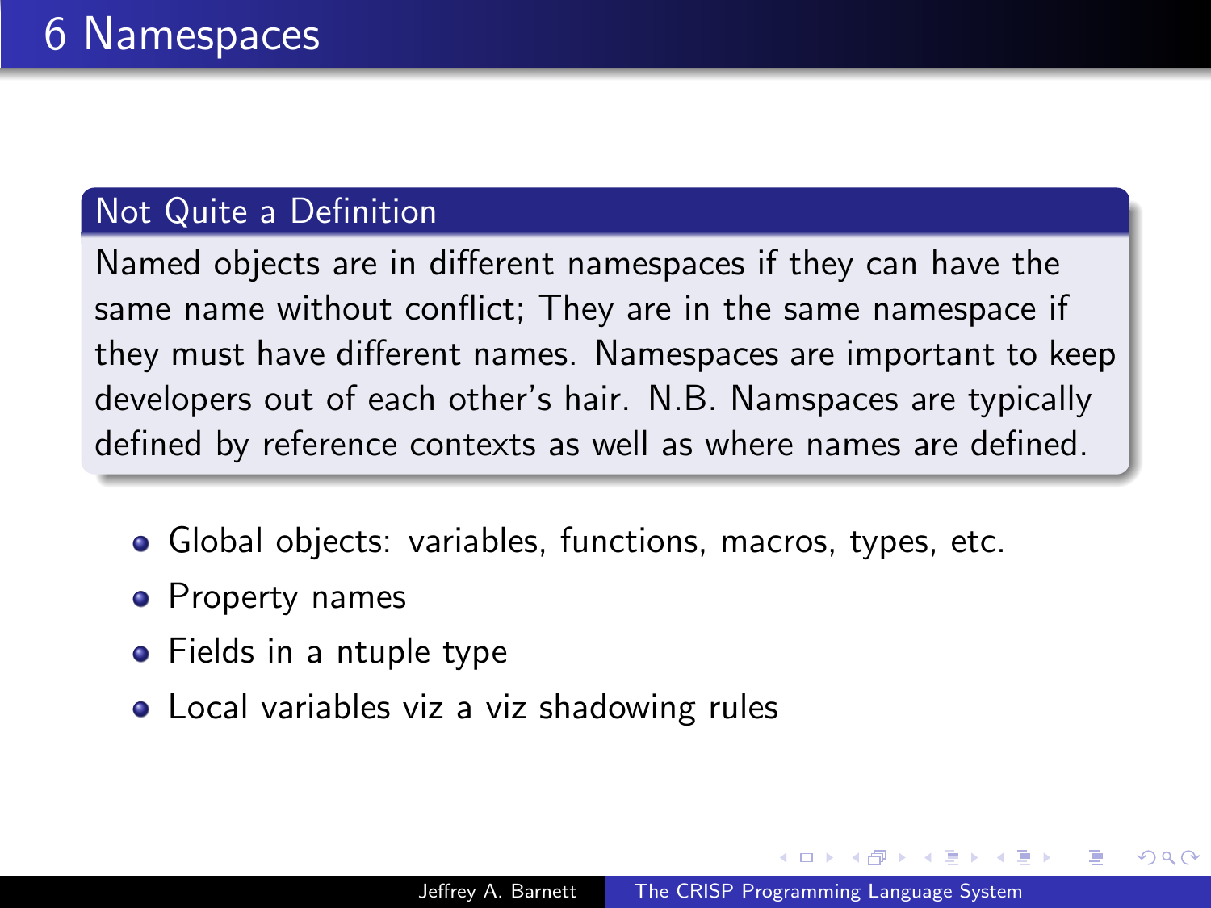# 6 Namespaces

### Not Quite a Definition

Named objects are in different namespaces if they can have the same name without conflict; They are in the same namespace if they must have different names. Namespaces are important to keep developers out of each other's hair. N.B. Namspaces are typically defined by reference contexts as well as where names are defined.

- Global objects: variables, functions, macros, types, etc.
- Property names
- Fields in a ntuple type
- Local variables viz a viz shadowing rules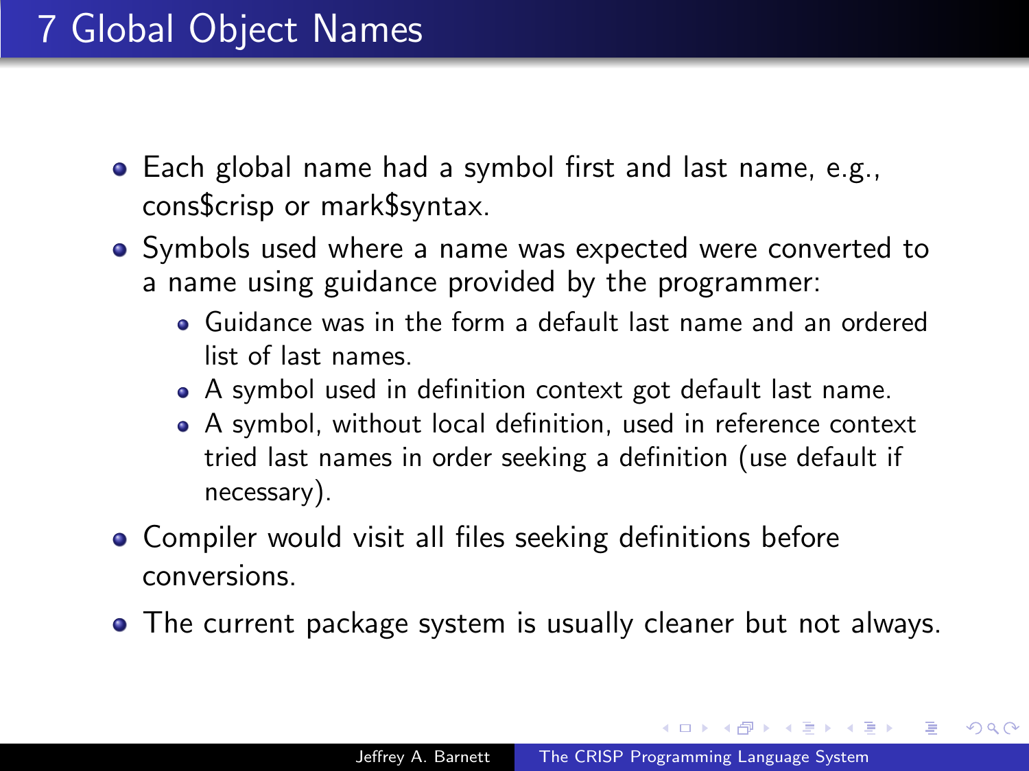# 7 Global Object Names

- Each global name had a symbol first and last name, e.g., cons$crisp or mark$syntax.
- Symbols used where a name was expected were converted to a name using guidance provided by the programmer:
  - Guidance was in the form a default last name and an ordered list of last names.
  - A symbol used in definition context got default last name.
  - A symbol, without local definition, used in reference context tried last names in order seeking a definition (use default if necessary).
- Compiler would visit all files seeking definitions before conversions.
- The current package system is usually cleaner but not always.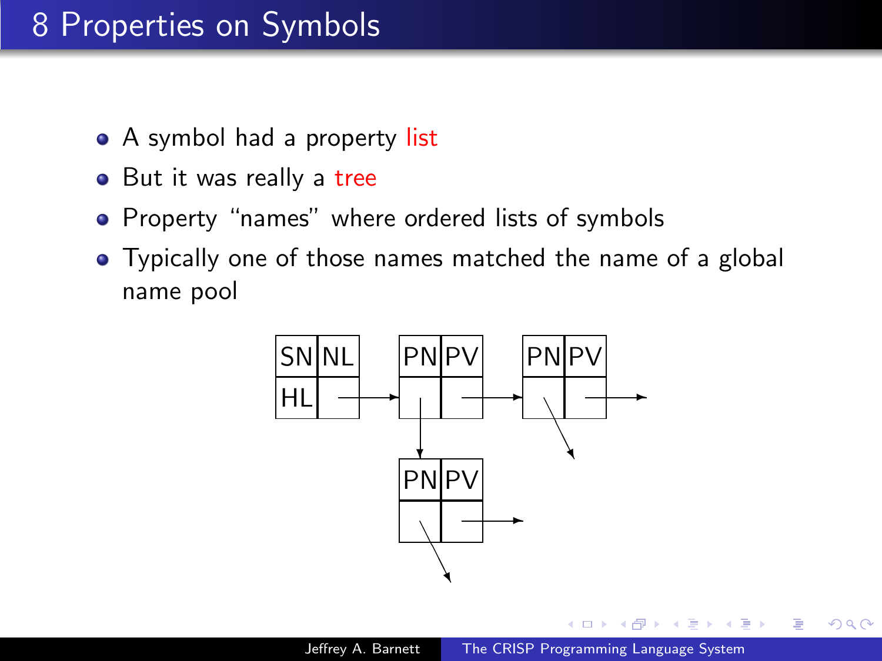# 8 Properties on Symbols

- A symbol had a property list
- But it was really a tree
- Property “names” where ordered lists of symbols
- Typically one of those names matched the name of a global name pool

SN NL PN PV PN PV

HL

PN PV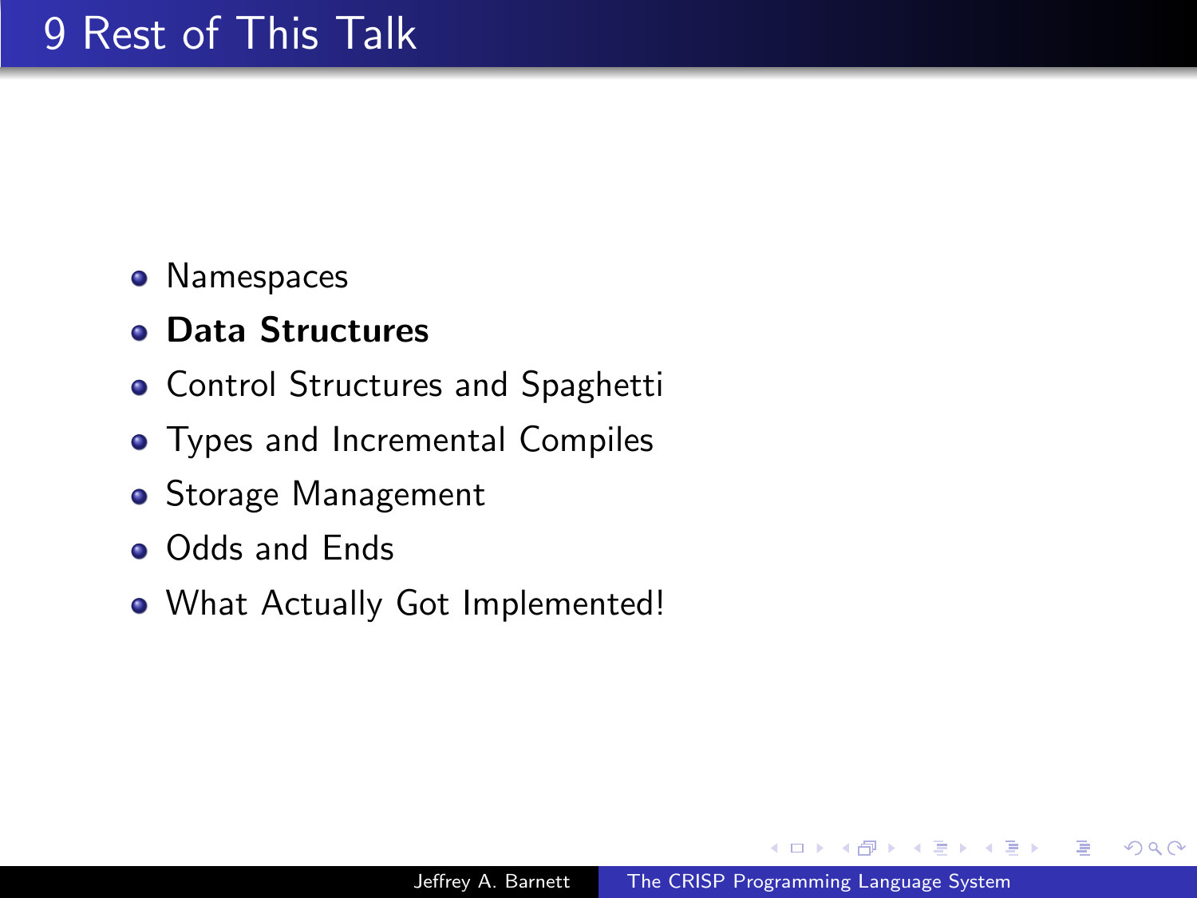# 9 Rest of This Talk

- Namespaces
- **Data Structures**
- Control Structures and Spaghetti
- Types and Incremental Compiles
- Storage Management
- Odds and Ends
- What Actually Got Implemented!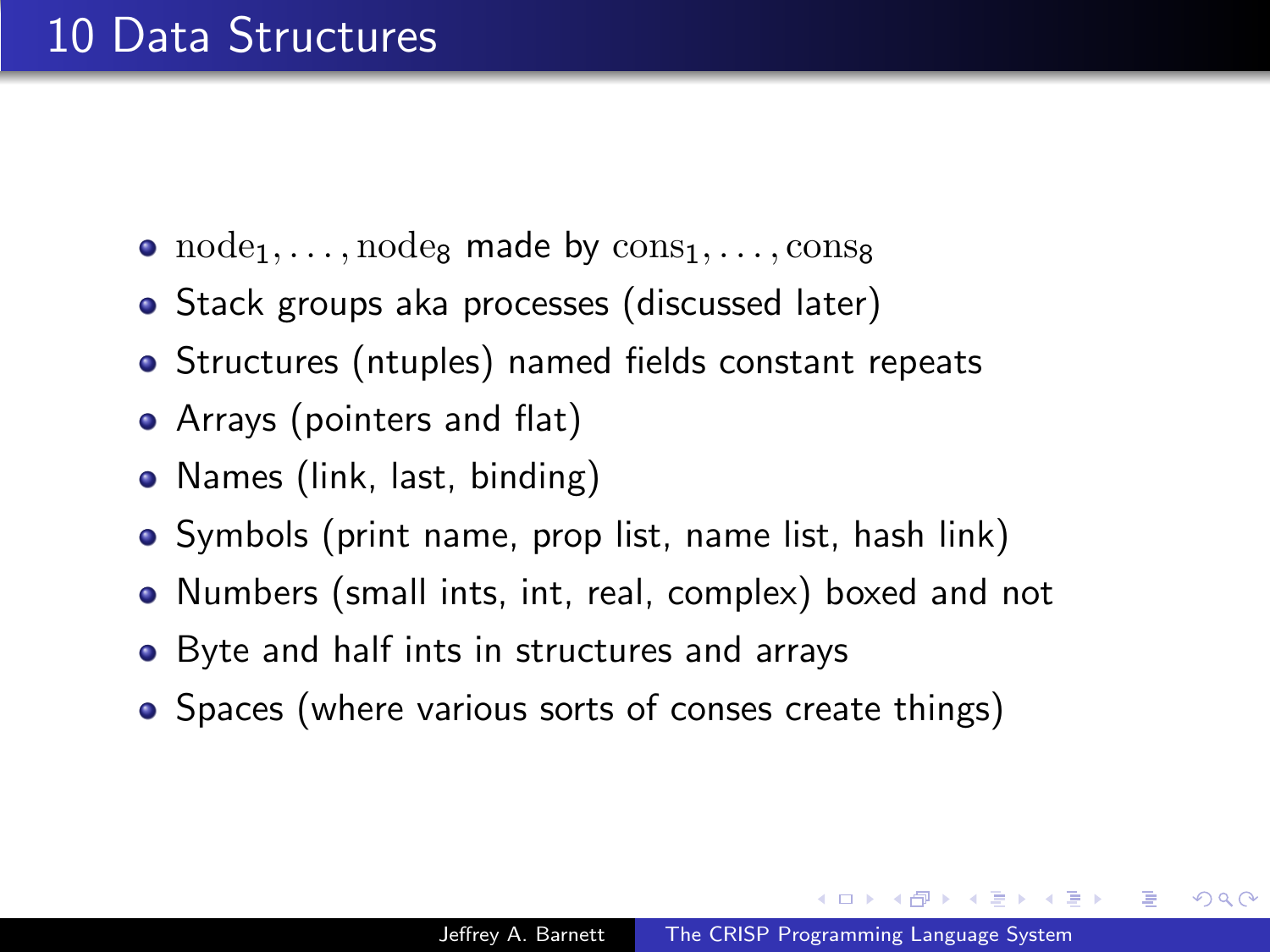# 10 Data Structures

- $\mathrm{node}_1, \ldots, \mathrm{node}_8$ made by $\mathrm{cons}_1, \ldots, \mathrm{cons}_8$
- Stack groups aka processes (discussed later)
- Structures (ntuples) named fields constant repeats
- Arrays (pointers and flat)
- Names (link, last, binding)
- Symbols (print name, prop list, name list, hash link)
- Numbers (small ints, int, real, complex) boxed and not
- Byte and half ints in structures and arrays
- Spaces (where various sorts of conses create things)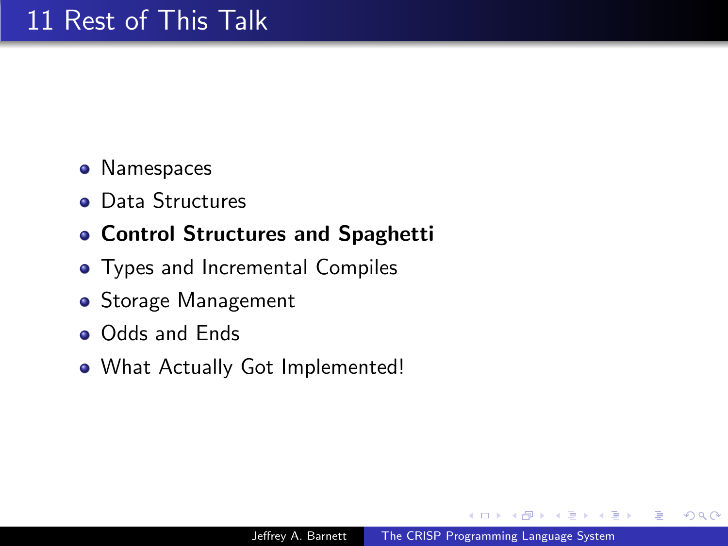# Rest of This Talk

- Namespaces
- Data Structures
- **Control Structures and Spaghetti**
- Types and Incremental Compiles
- Storage Management
- Odds and Ends
- What Actually Got Implemented!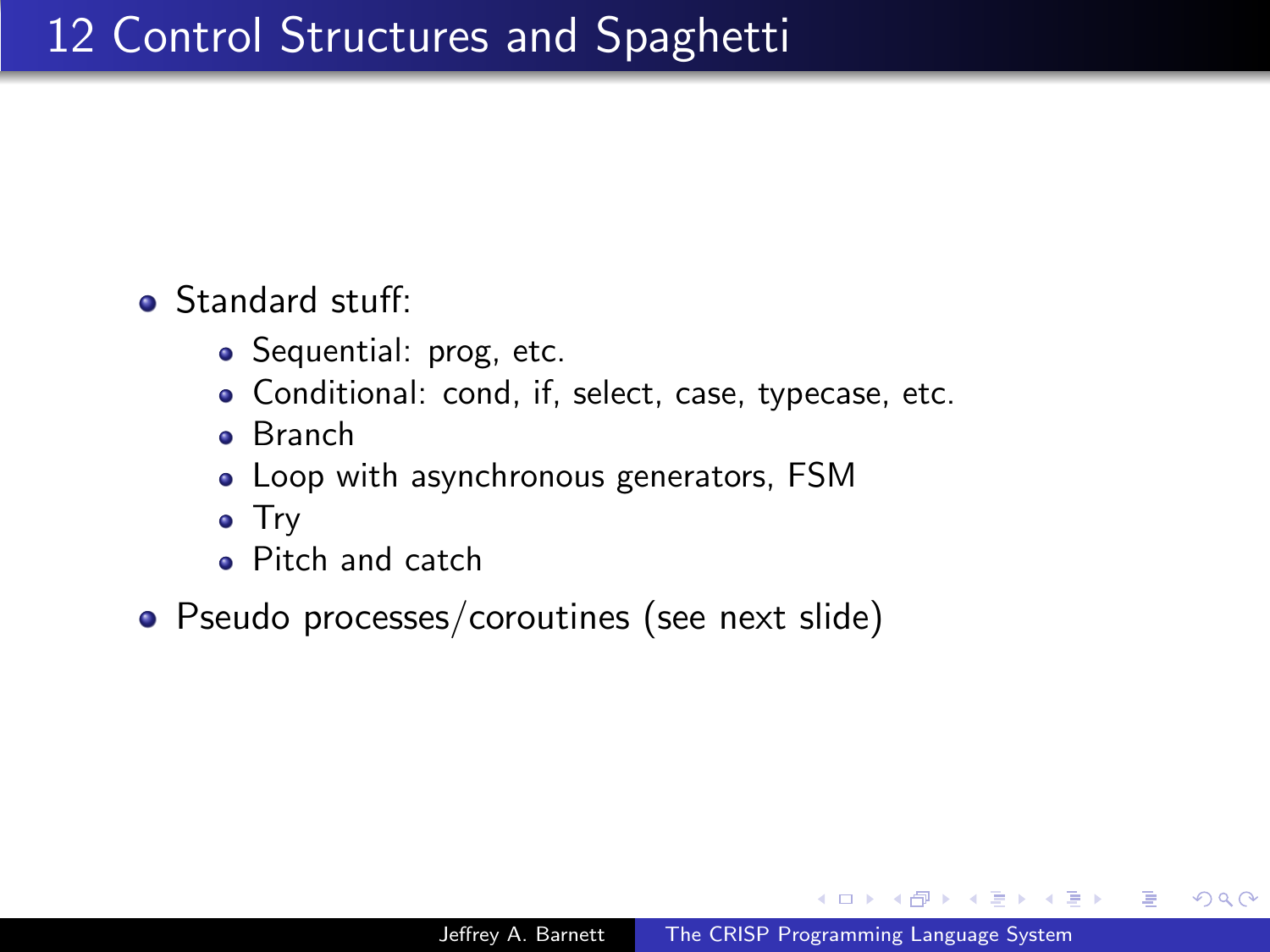# 12 Control Structures and Spaghetti

- Standard stuff:
  - Sequential: prog, etc.
  - Conditional: cond, if, select, case, typecase, etc.
  - Branch
  - Loop with asynchronous generators, FSM
  - Try
  - Pitch and catch
- Pseudo processes/coroutines (see next slide)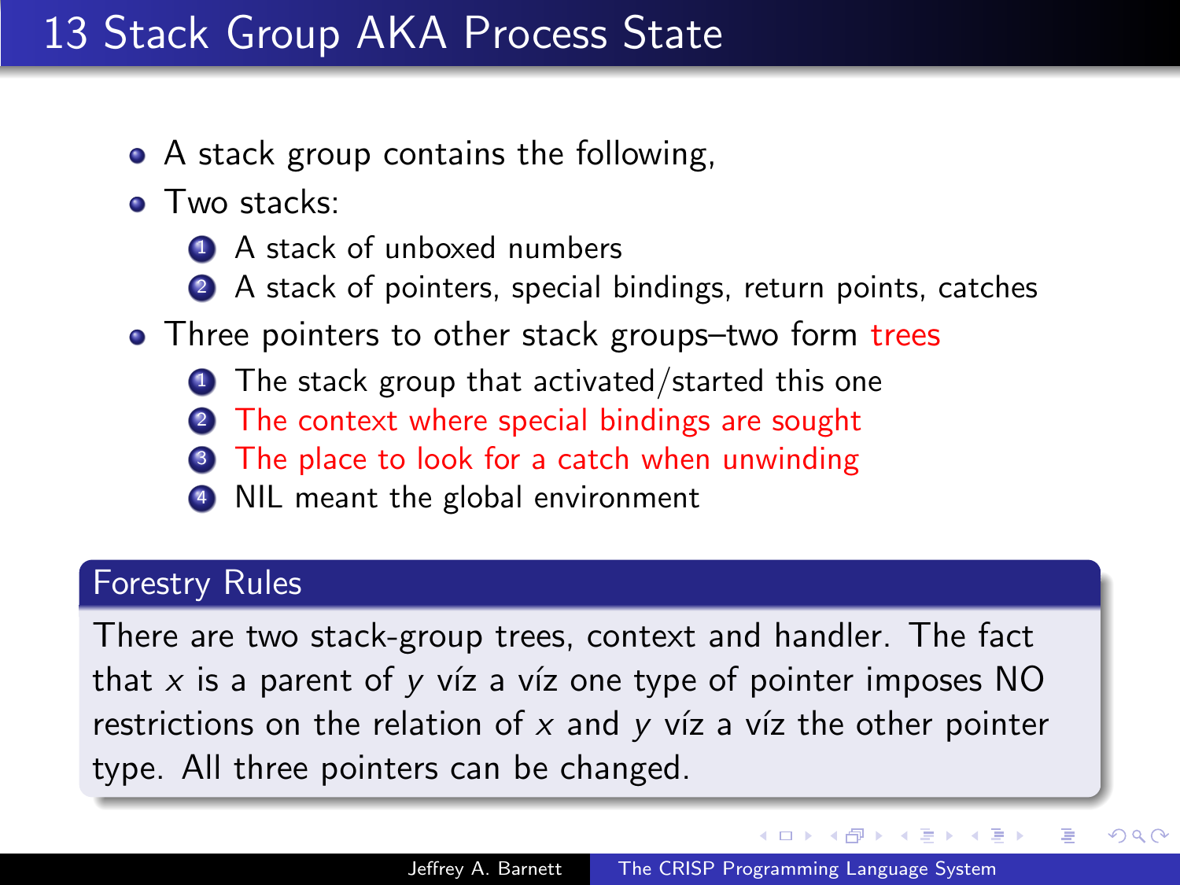# 13 Stack Group AKA Process State

- A stack group contains the following,
- Two stacks:
  1. A stack of unboxed numbers
  2. A stack of pointers, special bindings, return points, catches
- Three pointers to other stack groups–two form trees
  1. The stack group that activated/started this one
  2. The context where special bindings are sought
  3. The place to look for a catch when unwinding
  4. NIL meant the global environment

**Forestry Rules**

There are two stack-group trees, context and handler. The fact that $x$ is a parent of $y$ víz a víz one type of pointer imposes NO restrictions on the relation of $x$ and $y$ víz a víz the other pointer type. All three pointers can be changed.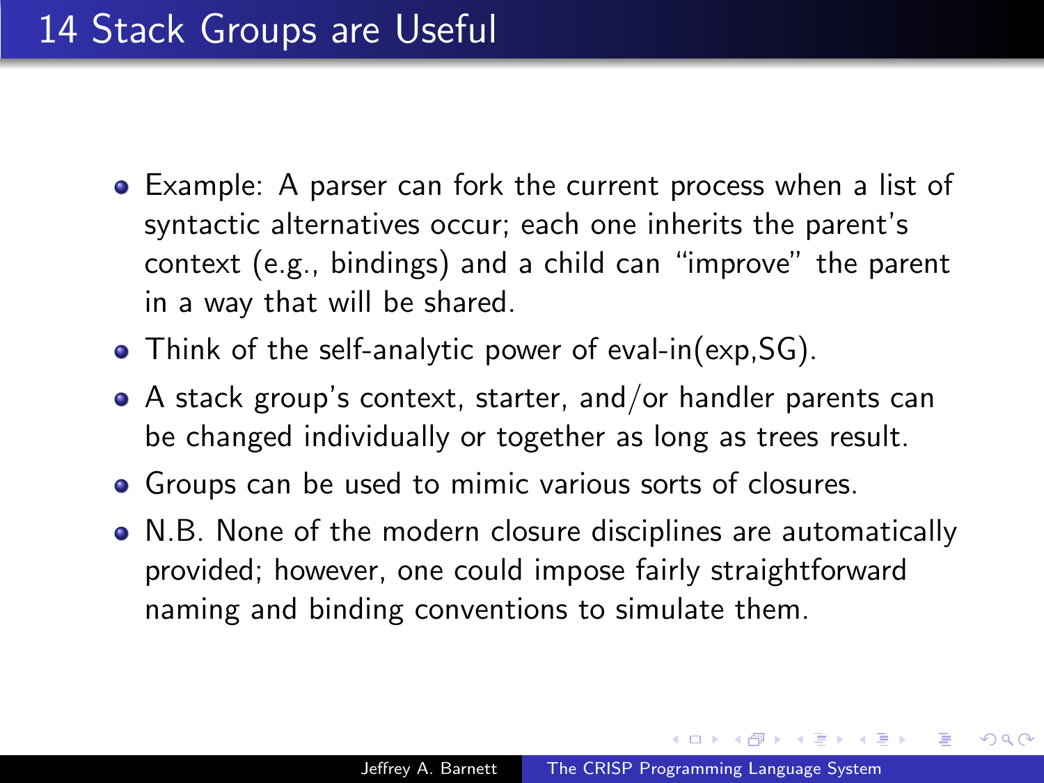# 14 Stack Groups are Useful

- Example: A parser can fork the current process when a list of syntactic alternatives occur; each one inherits the parent's context (e.g., bindings) and a child can "improve" the parent in a way that will be shared.
- Think of the self-analytic power of eval-in(exp,SG).
- A stack group's context, starter, and/or handler parents can be changed individually or together as long as trees result.
- Groups can be used to mimic various sorts of closures.
- N.B. None of the modern closure disciplines are automatically provided; however, one could impose fairly straightforward naming and binding conventions to simulate them.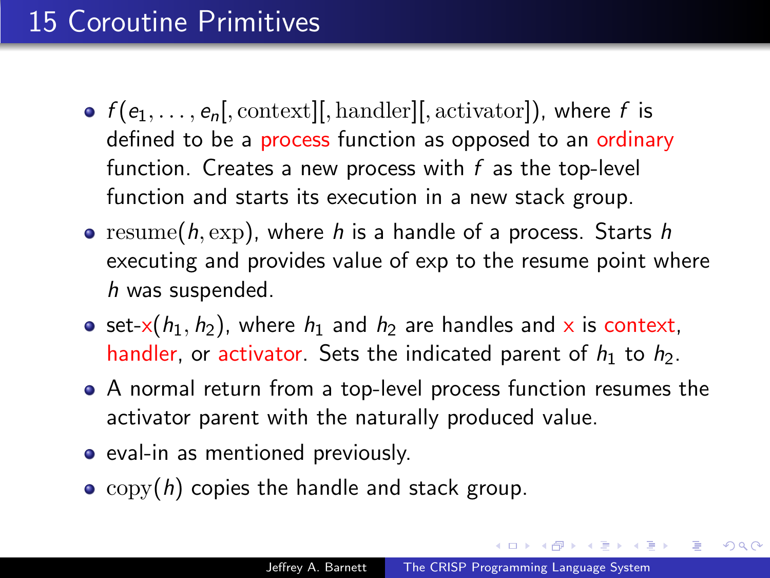# 15 Coroutine Primitives

- $f(e_1, \ldots, e_n[, \mathrm{context}][, \mathrm{handler}][, \mathrm{activator}])$, where $f$ is defined to be a process function as opposed to an ordinary function. Creates a new process with $f$ as the top-level function and starts its execution in a new stack group.
- $\mathrm{resume}(h, \exp)$, where $h$ is a handle of a process. Starts $h$ executing and provides value of exp to the resume point where $h$ was suspended.
- set-x($h_1, h_2$), where $h_1$ and $h_2$ are handles and x is context, handler, or activator. Sets the indicated parent of $h_1$ to $h_2$.
- A normal return from a top-level process function resumes the activator parent with the naturally produced value.
- eval-in as mentioned previously.
- $\mathrm{copy}(h)$ copies the handle and stack group.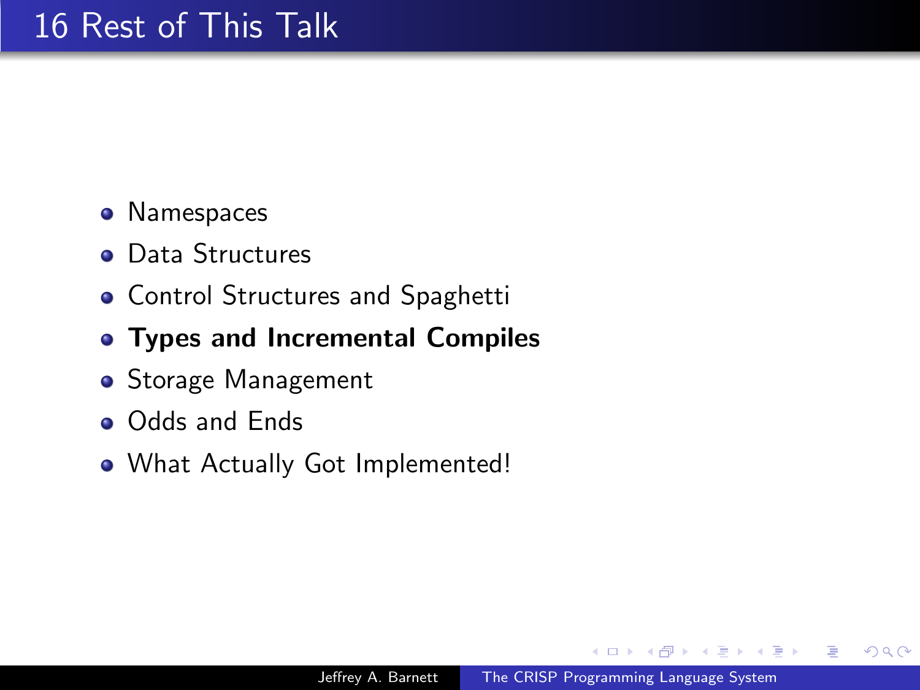# Rest of This Talk

- Namespaces
- Data Structures
- Control Structures and Spaghetti
- **Types and Incremental Compiles**
- Storage Management
- Odds and Ends
- What Actually Got Implemented!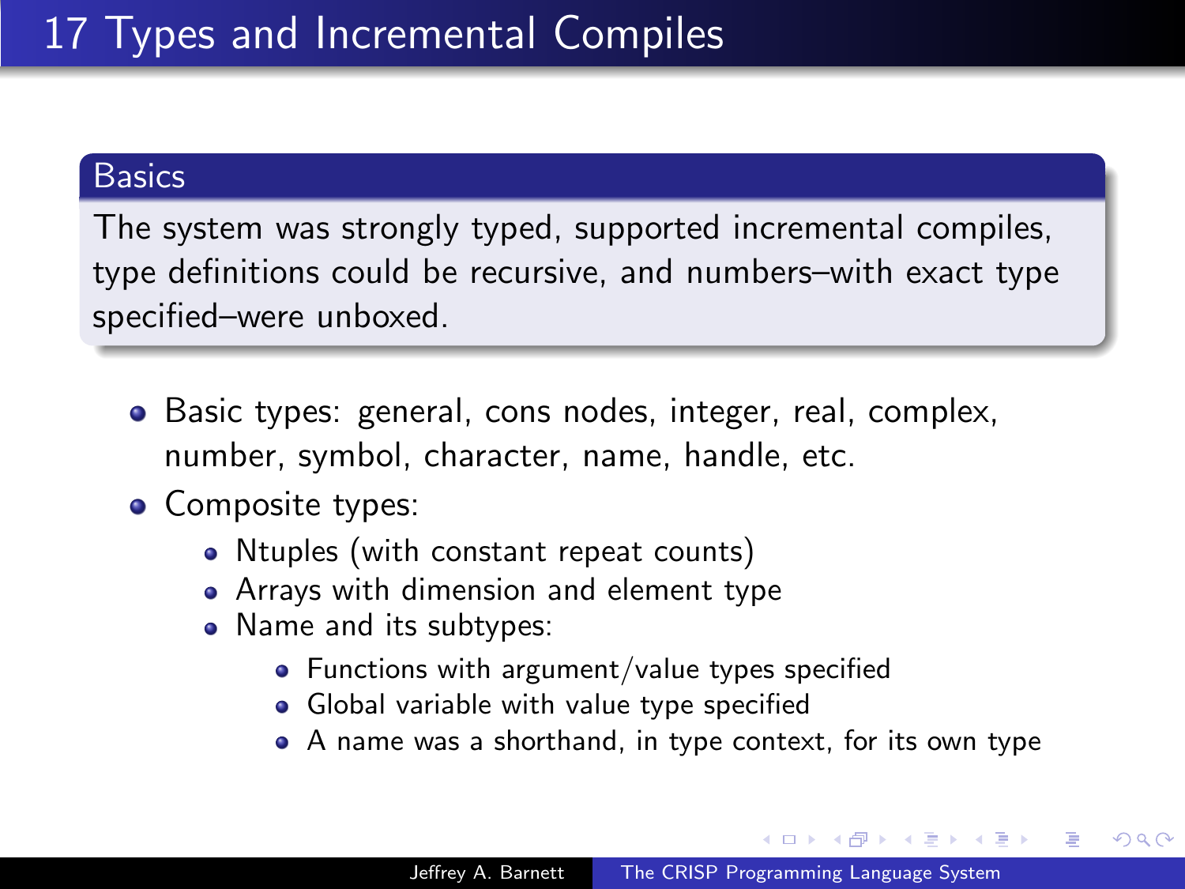# 17 Types and Incremental Compiles

### Basics

The system was strongly typed, supported incremental compiles, type definitions could be recursive, and numbers–with exact type specified–were unboxed.

- Basic types: general, cons nodes, integer, real, complex, number, symbol, character, name, handle, etc.
- Composite types:
  - Ntuples (with constant repeat counts)
  - Arrays with dimension and element type
  - Name and its subtypes:
    - Functions with argument/value types specified
    - Global variable with value type specified
    - A name was a shorthand, in type context, for its own type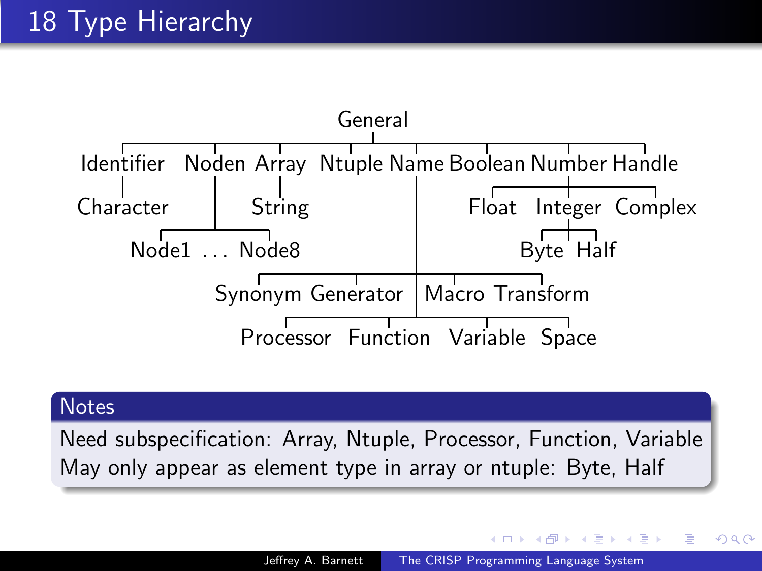# 18 Type Hierarchy

```
General
├── Identifier
│   └── Character
├── Noden
│   └── Node1 ... Node8
├── Array
│   └── String
├── Ntuple
├── Name
│   ├── Synonym
│   ├── Generator
│   ├── Macro
│   ├── Transform
│   ├── Processor
│   ├── Function
│   ├── Variable
│   └── Space
├── Boolean
├── Number
│   ├── Float
│   ├── Integer
│   │   ├── Byte
│   │   └── Half
│   └── Complex
└── Handle
```

## Notes

Need subspecification: Array, Ntuple, Processor, Function, Variable
May only appear as element type in array or ntuple: Byte, Half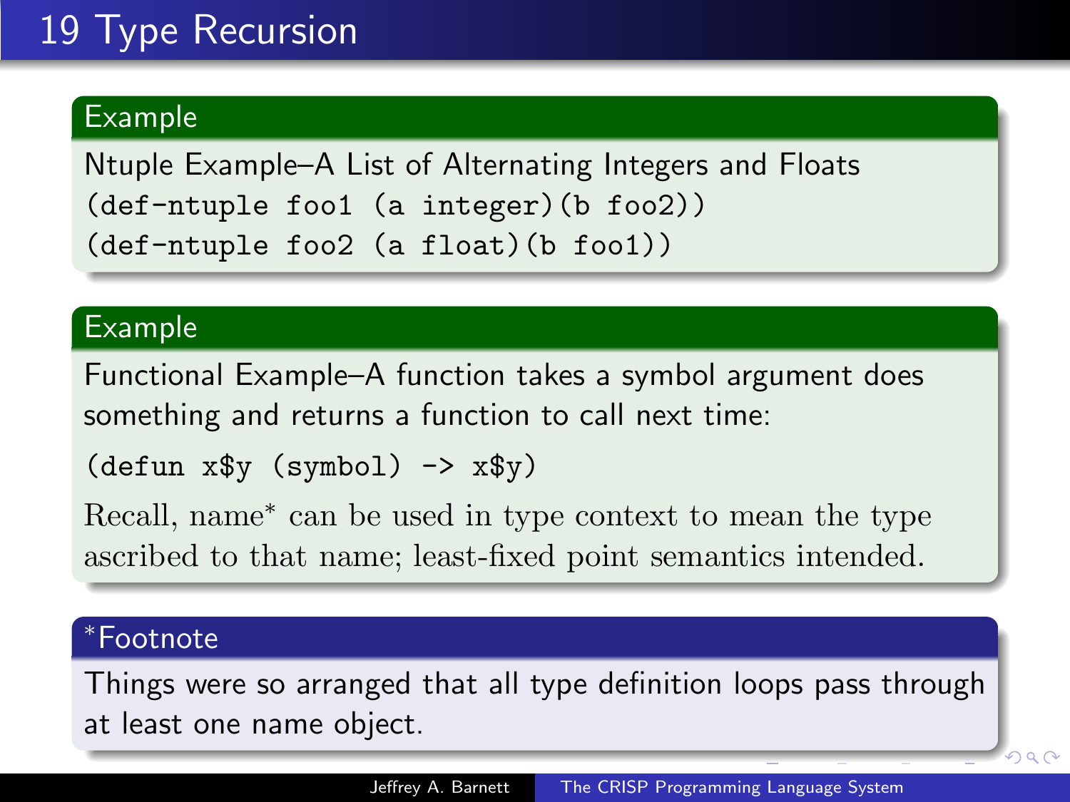# 19 Type Recursion

### Example

Ntuple Example–A List of Alternating Integers and Floats

```
(def-ntuple foo1 (a integer)(b foo2))
(def-ntuple foo2 (a float)(b foo1))
```

### Example

Functional Example–A function takes a symbol argument does something and returns a function to call next time:

```
(defun x$y (symbol) -> x$y)
```

Recall, name* can be used in type context to mean the type ascribed to that name; least-fixed point semantics intended.

### *Footnote

Things were so arranged that all type definition loops pass through at least one name object.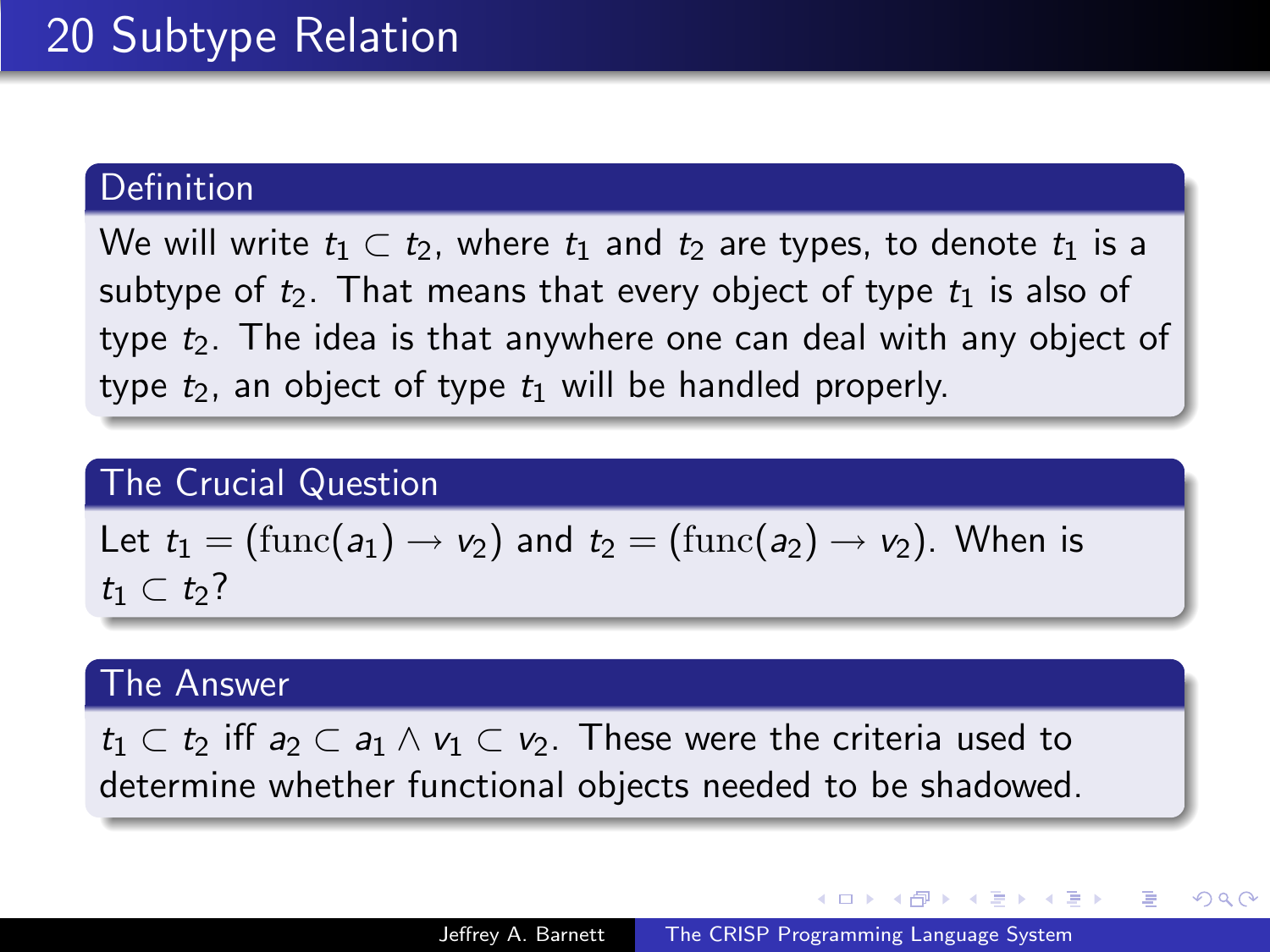# 20 Subtype Relation

### Definition

We will write $t_1 \subset t_2$, where $t_1$ and $t_2$ are types, to denote $t_1$ is a subtype of $t_2$. That means that every object of type $t_1$ is also of type $t_2$. The idea is that anywhere one can deal with any object of type $t_2$, an object of type $t_1$ will be handled properly.

### The Crucial Question

Let $t_1 = (\text{func}(a_1) \to v_2)$ and $t_2 = (\text{func}(a_2) \to v_2)$. When is $t_1 \subset t_2$?

### The Answer

$t_1 \subset t_2$ iff $a_2 \subset a_1 \wedge v_1 \subset v_2$. These were the criteria used to determine whether functional objects needed to be shadowed.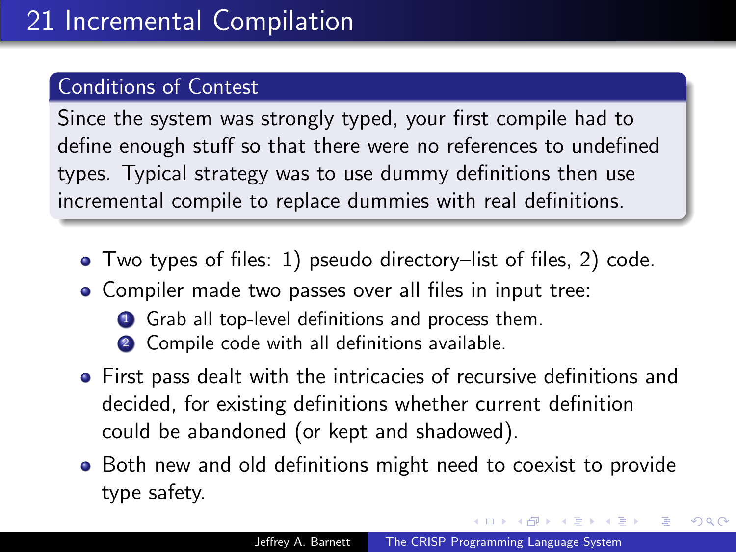# 21 Incremental Compilation

## Conditions of Contest

Since the system was strongly typed, your first compile had to define enough stuff so that there were no references to undefined types. Typical strategy was to use dummy definitions then use incremental compile to replace dummies with real definitions.

- Two types of files: 1) pseudo directory–list of files, 2) code.
- Compiler made two passes over all files in input tree:
  1. Grab all top-level definitions and process them.
  2. Compile code with all definitions available.
- First pass dealt with the intricacies of recursive definitions and decided, for existing definitions whether current definition could be abandoned (or kept and shadowed).
- Both new and old definitions might need to coexist to provide type safety.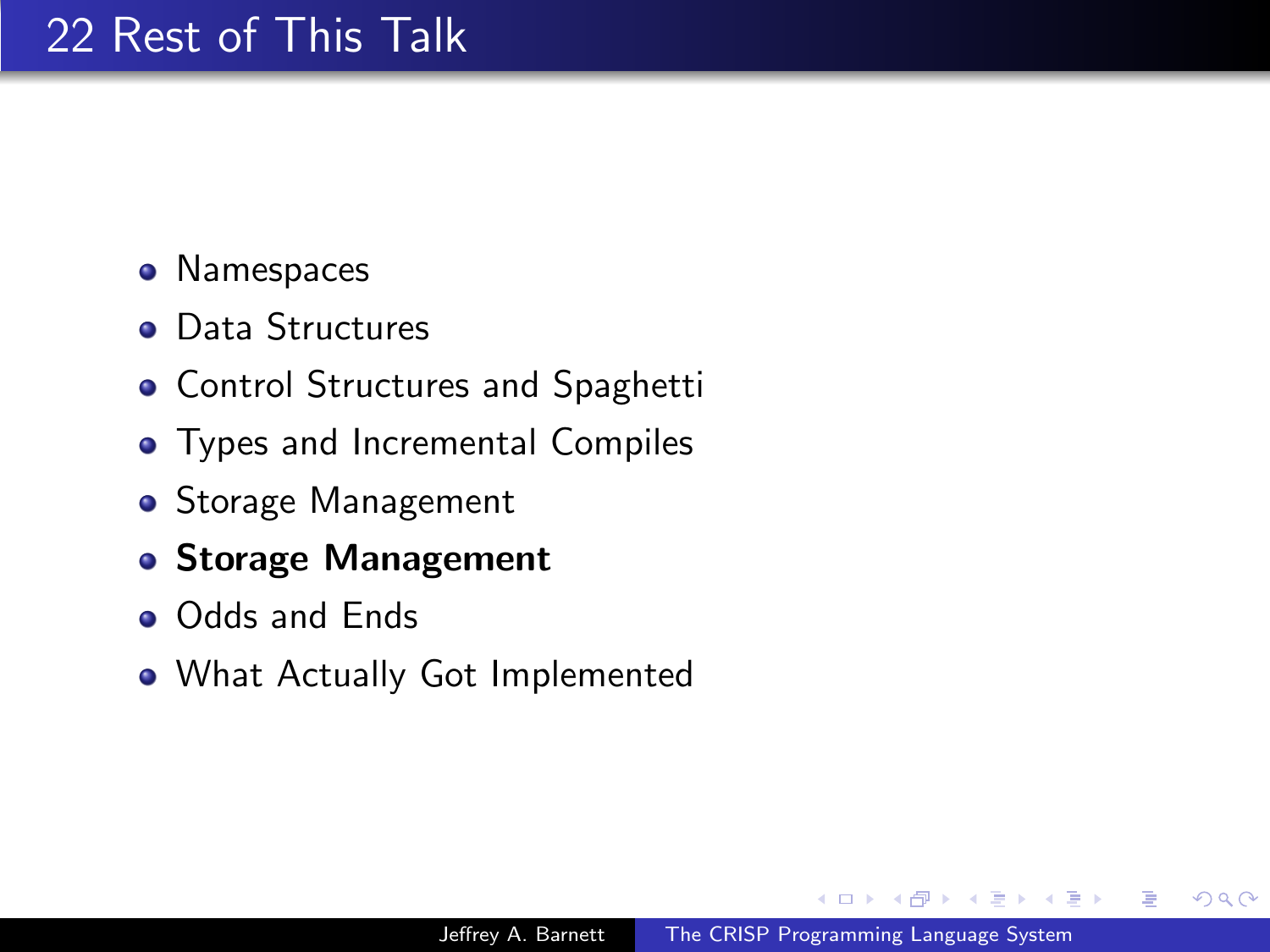# 22 Rest of This Talk

- Namespaces
- Data Structures
- Control Structures and Spaghetti
- Types and Incremental Compiles
- Storage Management
- **Storage Management**
- Odds and Ends
- What Actually Got Implemented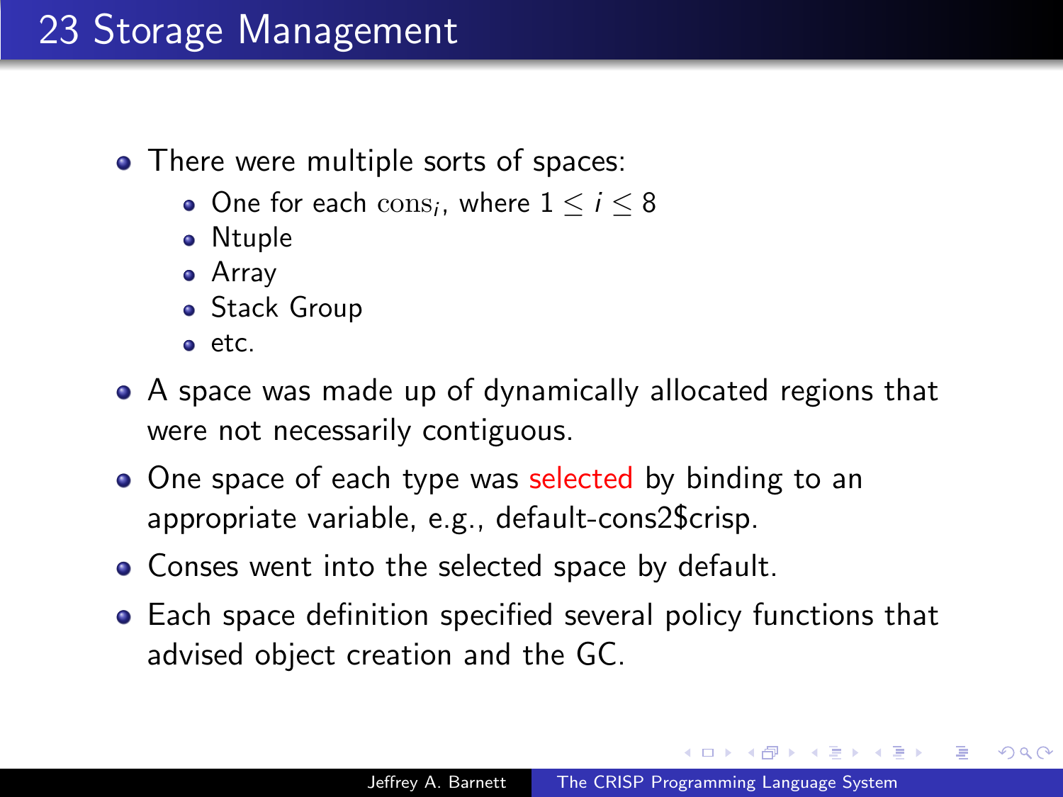# 23 Storage Management

- There were multiple sorts of spaces:
  - One for each $\text{cons}_i$, where $1 \leq i \leq 8$
  - Ntuple
  - Array
  - Stack Group
  - etc.
- A space was made up of dynamically allocated regions that were not necessarily contiguous.
- One space of each type was selected by binding to an appropriate variable, e.g., default-cons2$crisp.
- Conses went into the selected space by default.
- Each space definition specified several policy functions that advised object creation and the GC.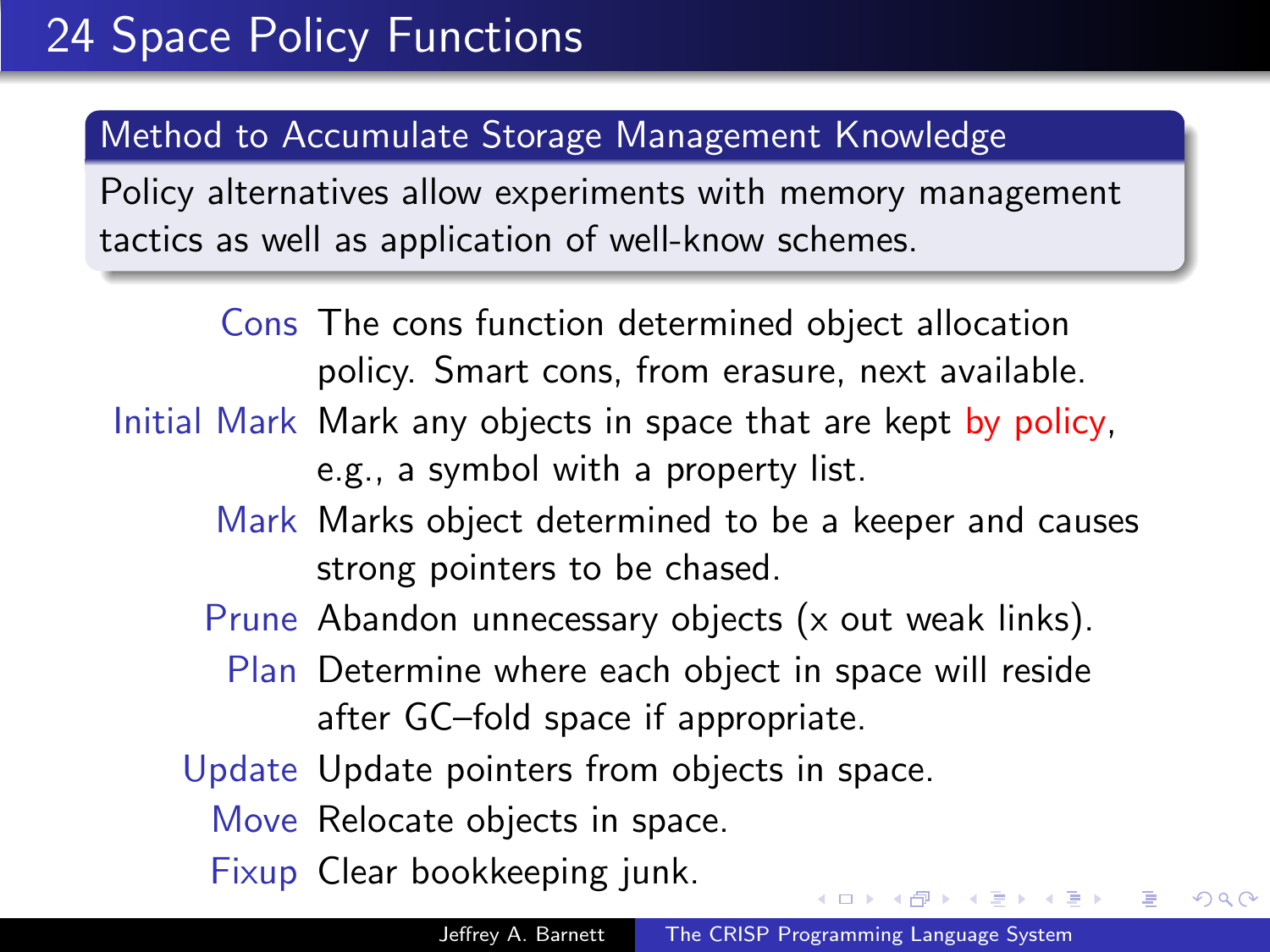# 24 Space Policy Functions

## Method to Accumulate Storage Management Knowledge

Policy alternatives allow experiments with memory management tactics as well as application of well-know schemes.

**Cons** The cons function determined object allocation policy. Smart cons, from erasure, next available.

**Initial Mark** Mark any objects in space that are kept by policy, e.g., a symbol with a property list.

**Mark** Marks object determined to be a keeper and causes strong pointers to be chased.

**Prune** Abandon unnecessary objects (x out weak links).

**Plan** Determine where each object in space will reside after GC–fold space if appropriate.

**Update** Update pointers from objects in space.

**Move** Relocate objects in space.

**Fixup** Clear bookkeeping junk.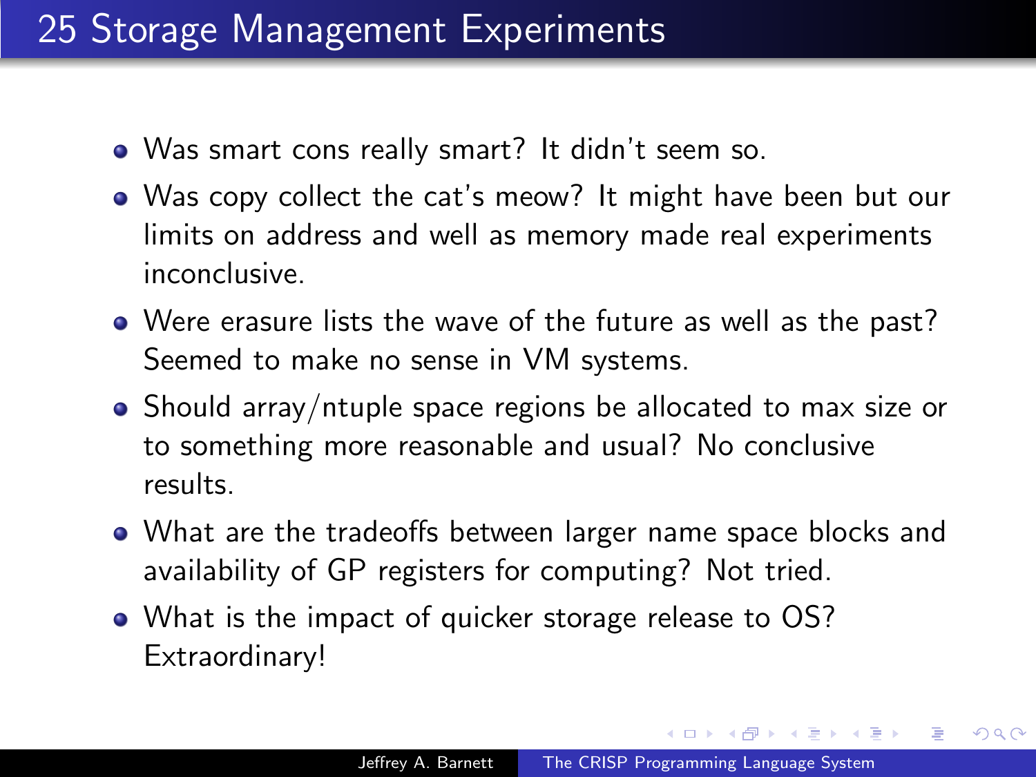# 25 Storage Management Experiments

- Was smart cons really smart? It didn't seem so.
- Was copy collect the cat's meow? It might have been but our limits on address and well as memory made real experiments inconclusive.
- Were erasure lists the wave of the future as well as the past? Seemed to make no sense in VM systems.
- Should array/ntuple space regions be allocated to max size or to something more reasonable and usual? No conclusive results.
- What are the tradeoffs between larger name space blocks and availability of GP registers for computing? Not tried.
- What is the impact of quicker storage release to OS? Extraordinary!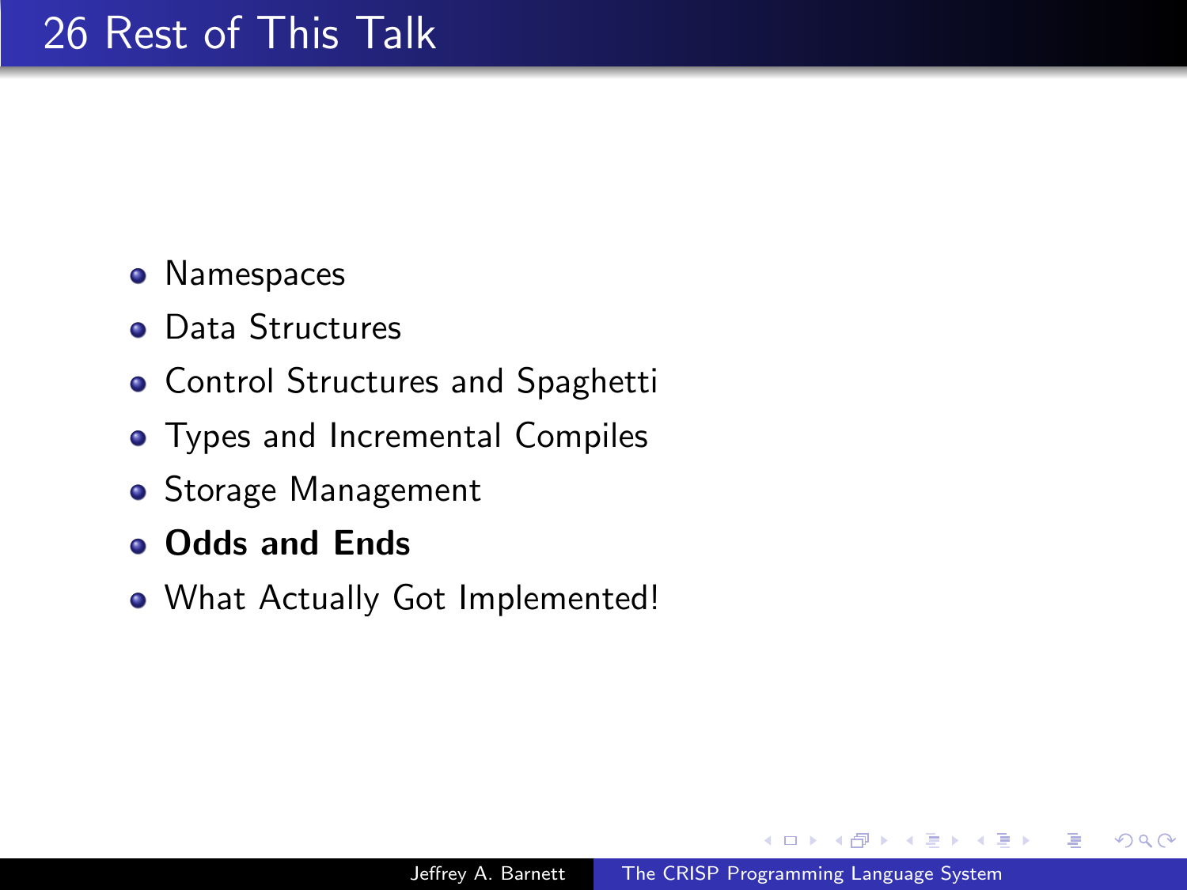# 26 Rest of This Talk

- Namespaces
- Data Structures
- Control Structures and Spaghetti
- Types and Incremental Compiles
- Storage Management
- **Odds and Ends**
- What Actually Got Implemented!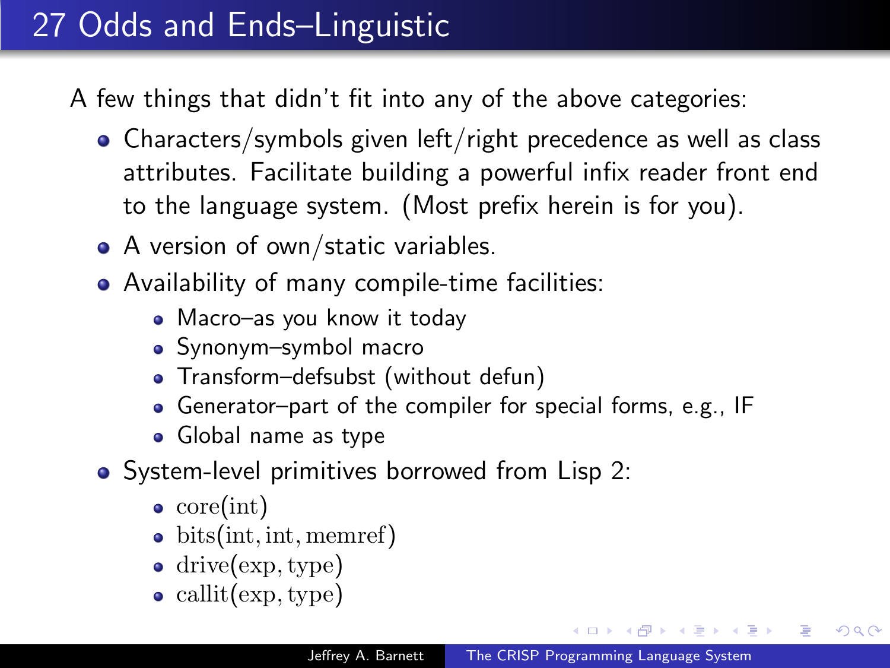# 27 Odds and Ends–Linguistic

A few things that didn't fit into any of the above categories:

- Characters/symbols given left/right precedence as well as class attributes. Facilitate building a powerful infix reader front end to the language system. (Most prefix herein is for you).
- A version of own/static variables.
- Availability of many compile-time facilities:
  - Macro–as you know it today
  - Synonym–symbol macro
  - Transform–defsubst (without defun)
  - Generator–part of the compiler for special forms, e.g., IF
  - Global name as type
- System-level primitives borrowed from Lisp 2:
  - $\text{core}(\text{int})$
  - $\text{bits}(\text{int}, \text{int}, \text{memref})$
  - $\text{drive}(\text{exp}, \text{type})$
  - $\text{callit}(\text{exp}, \text{type})$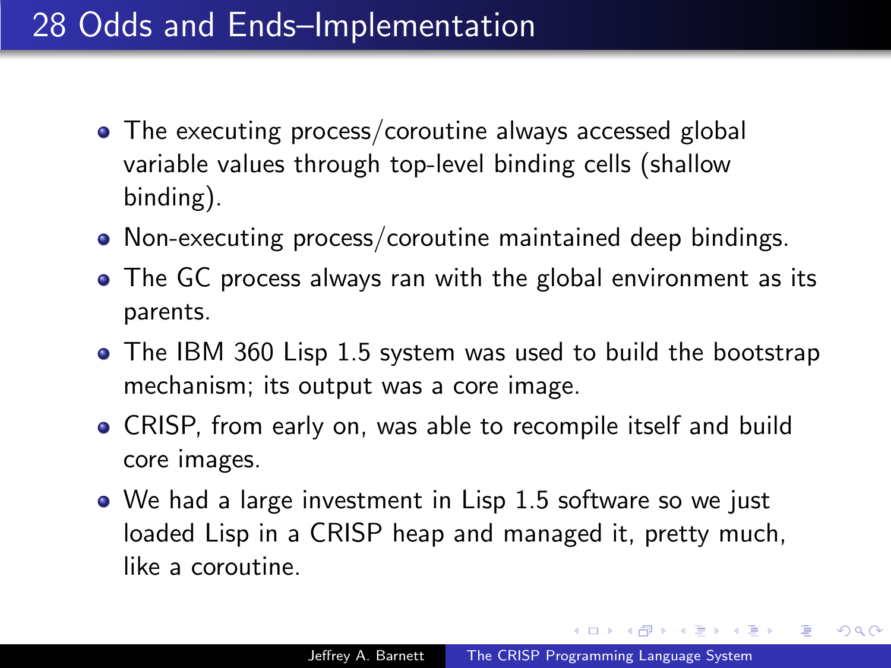# 28 Odds and Ends–Implementation

- The executing process/coroutine always accessed global variable values through top-level binding cells (shallow binding).
- Non-executing process/coroutine maintained deep bindings.
- The GC process always ran with the global environment as its parents.
- The IBM 360 Lisp 1.5 system was used to build the bootstrap mechanism; its output was a core image.
- CRISP, from early on, was able to recompile itself and build core images.
- We had a large investment in Lisp 1.5 software so we just loaded Lisp in a CRISP heap and managed it, pretty much, like a coroutine.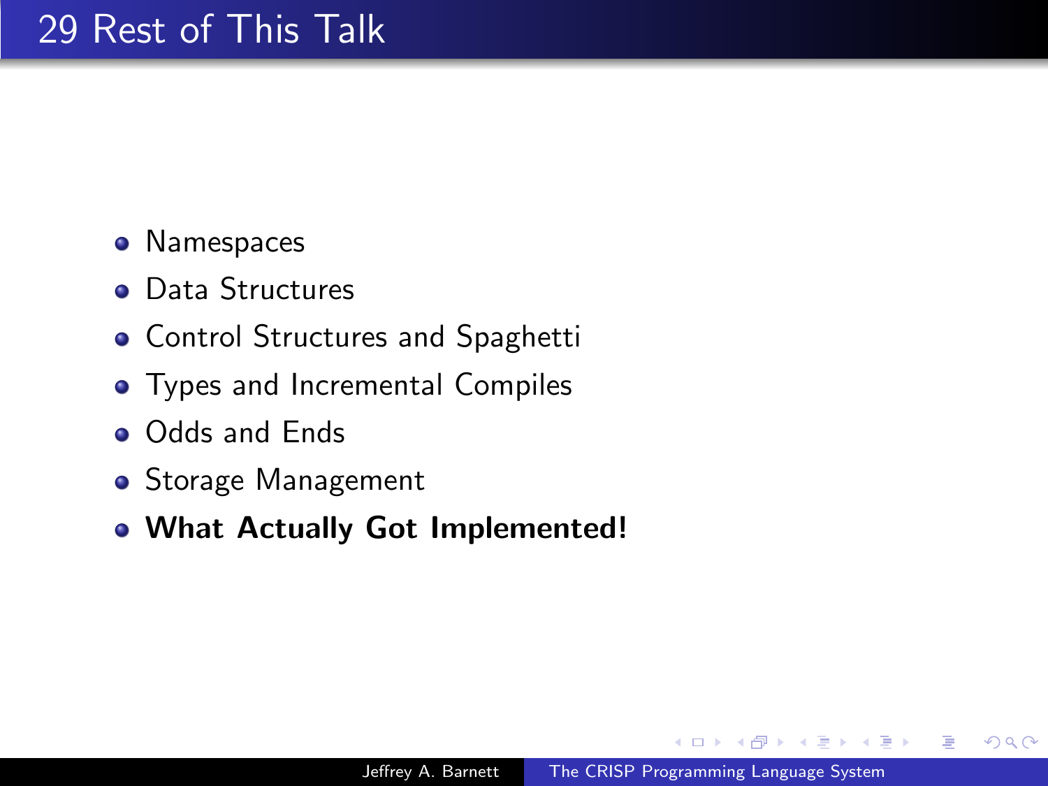# 29 Rest of This Talk

- Namespaces
- Data Structures
- Control Structures and Spaghetti
- Types and Incremental Compiles
- Odds and Ends
- Storage Management
- **What Actually Got Implemented!**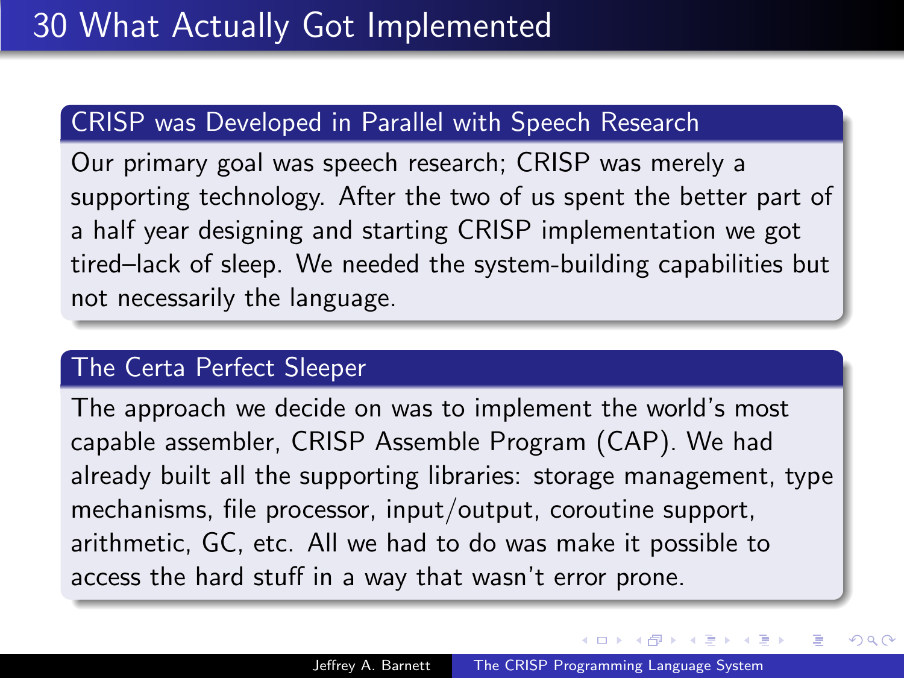# 30 What Actually Got Implemented

### CRISP was Developed in Parallel with Speech Research

Our primary goal was speech research; CRISP was merely a supporting technology. After the two of us spent the better part of a half year designing and starting CRISP implementation we got tired–lack of sleep. We needed the system-building capabilities but not necessarily the language.

### The Certa Perfect Sleeper

The approach we decide on was to implement the world's most capable assembler, CRISP Assemble Program (CAP). We had already built all the supporting libraries: storage management, type mechanisms, file processor, input/output, coroutine support, arithmetic, GC, etc. All we had to do was make it possible to access the hard stuff in a way that wasn't error prone.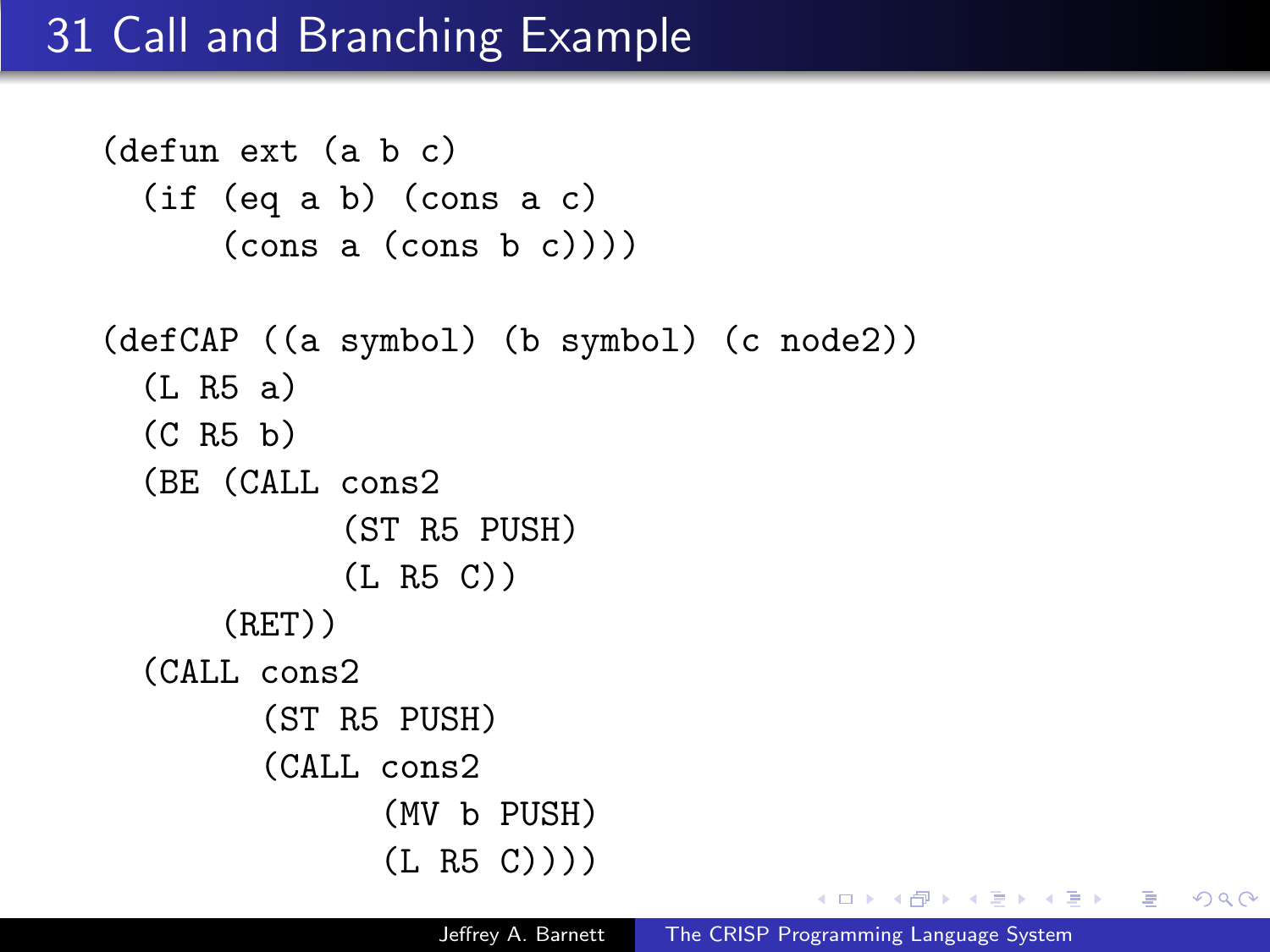# 31 Call and Branching Example

```
(defun ext (a b c)
  (if (eq a b) (cons a c)
      (cons a (cons b c))))

(defCAP ((a symbol) (b symbol) (c node2))
  (L R5 a)
  (C R5 b)
  (BE (CALL cons2
            (ST R5 PUSH)
            (L R5 C))
      (RET))
  (CALL cons2
        (ST R5 PUSH)
        (CALL cons2
              (MV b PUSH)
              (L R5 C))))
```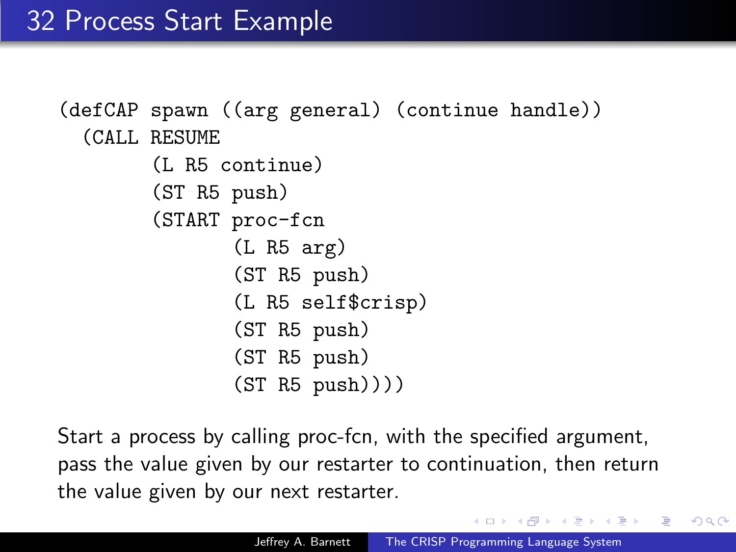# 32 Process Start Example

```
(defCAP spawn ((arg general) (continue handle))
  (CALL RESUME
        (L R5 continue)
        (ST R5 push)
        (START proc-fcn
               (L R5 arg)
               (ST R5 push)
               (L R5 self$crisp)
               (ST R5 push)
               (ST R5 push)
               (ST R5 push))))
```

Start a process by calling proc-fcn, with the specified argument, pass the value given by our restarter to continuation, then return the value given by our next restarter.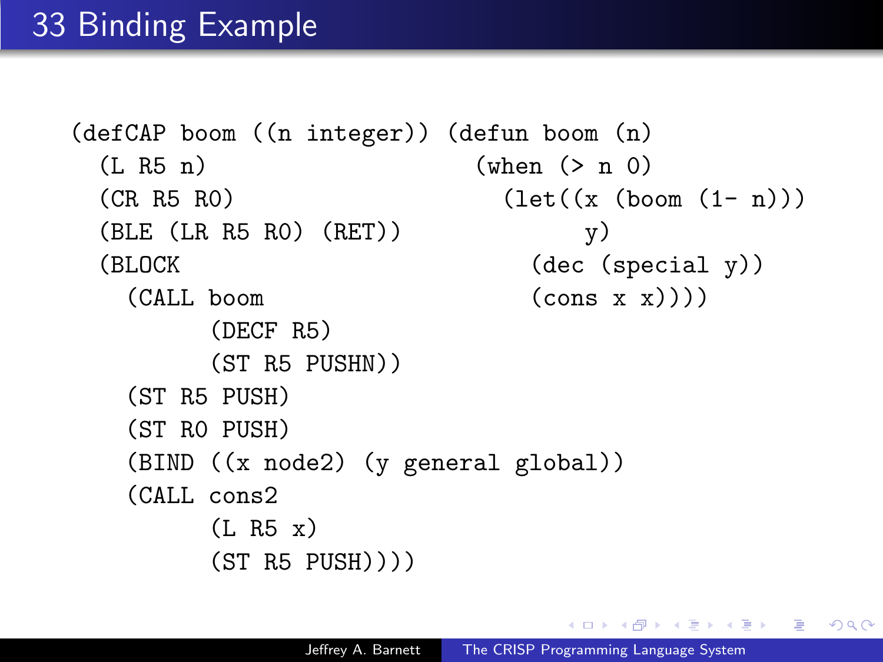# 33 Binding Example

```
(defCAP boom ((n integer))
  (L R5 n)
  (CR R5 R0)
  (BLE (LR R5 R0) (RET))
  (BLOCK
    (CALL boom
          (DECF R5)
          (ST R5 PUSHN))
    (ST R5 PUSH)
    (ST R0 PUSH)
    (BIND ((x node2) (y general global))
    (CALL cons2
          (L R5 x)
          (ST R5 PUSH)))
```

```
(defun boom (n)
  (when (> n 0)
    (let((x (boom (1- n)))
         y)
      (dec (special y))
      (cons x x))))
```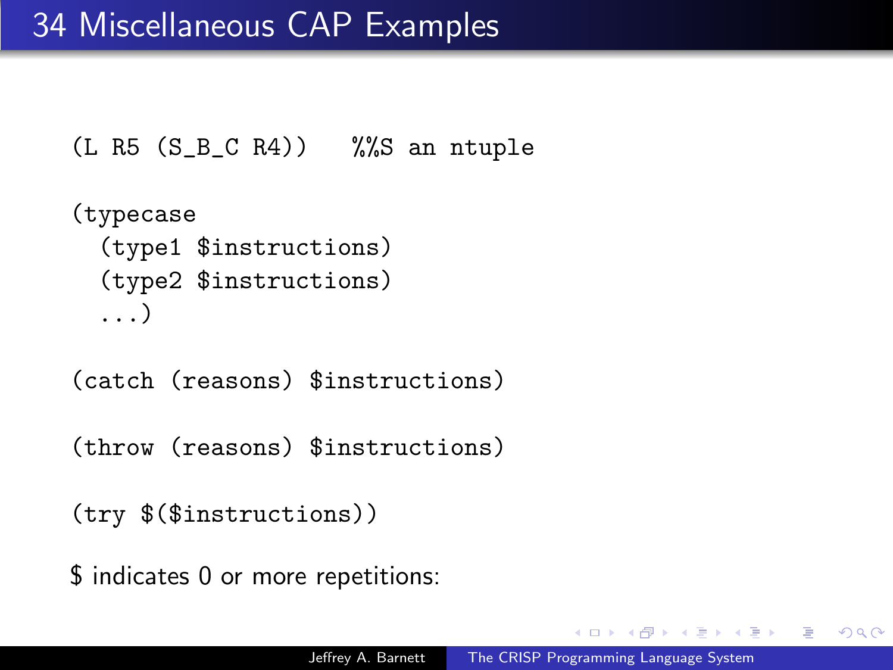# 34 Miscellaneous CAP Examples

```
(L R5 (S_B_C R4))   %%S an ntuple

(typecase
  (type1 $instructions)
  (type2 $instructions)
  ...)

(catch (reasons) $instructions)

(throw (reasons) $instructions)

(try $($instructions))
```

$ indicates 0 or more repetitions: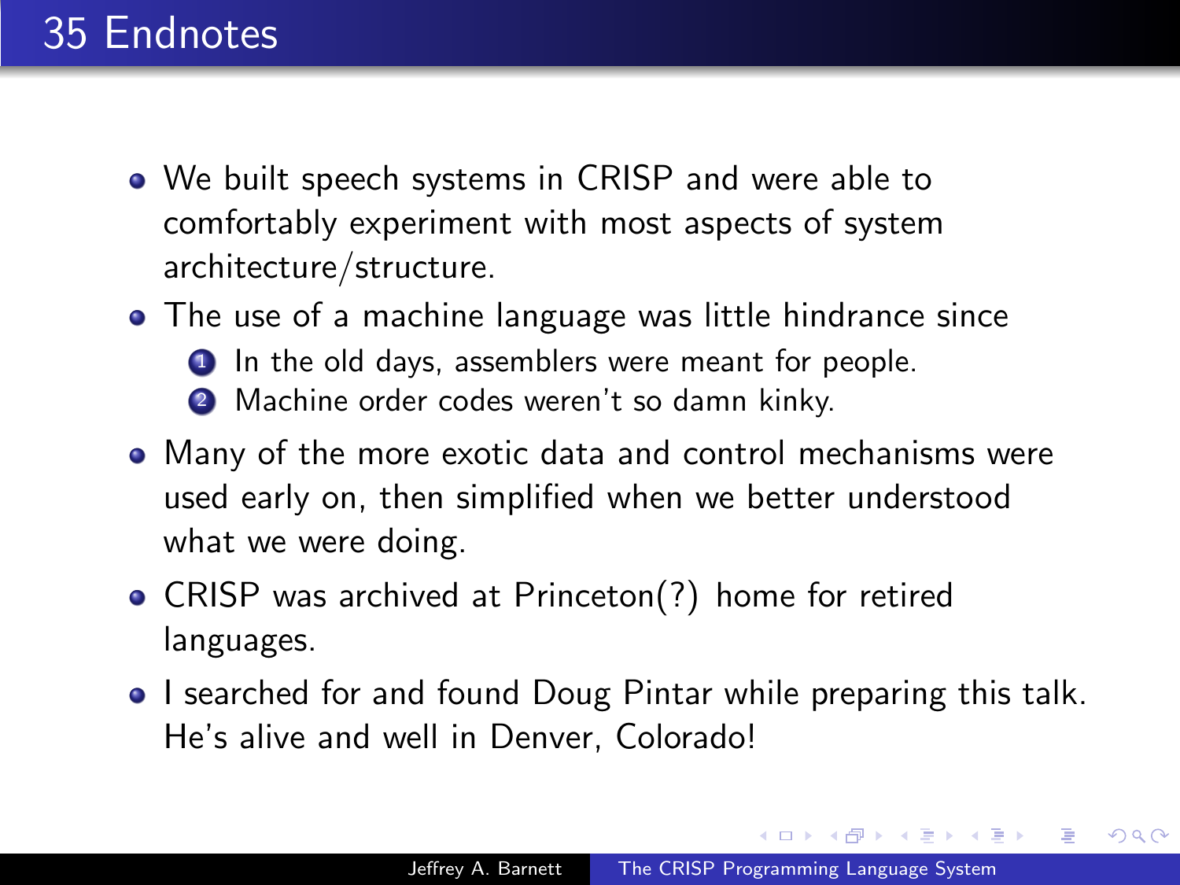# 35 Endnotes

- We built speech systems in CRISP and were able to comfortably experiment with most aspects of system architecture/structure.
- The use of a machine language was little hindrance since
  1. In the old days, assemblers were meant for people.
  2. Machine order codes weren't so damn kinky.
- Many of the more exotic data and control mechanisms were used early on, then simplified when we better understood what we were doing.
- CRISP was archived at Princeton(?) home for retired languages.
- I searched for and found Doug Pintar while preparing this talk. He's alive and well in Denver, Colorado!